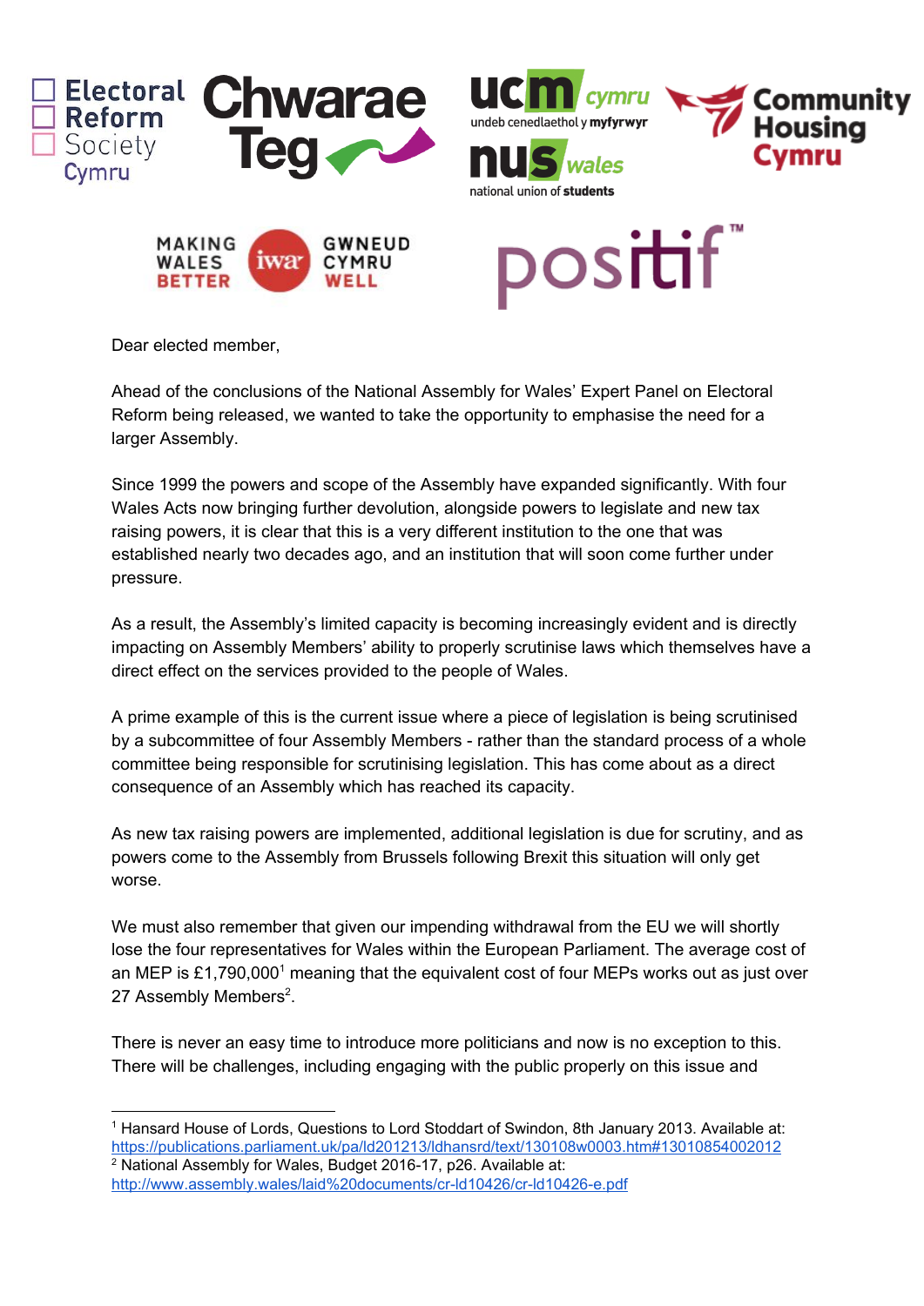Electoral Reform Society Cymru | Chwarae Teg | ucm cymru undeb cenedlaethol y myfyrwyr | nus wales national union of students | Community Housing Cymru | MAKING WALES BETTER iwa GWNEUD CYMRU WELL | positif™

Dear elected member,

Ahead of the conclusions of the National Assembly for Wales' Expert Panel on Electoral Reform being released, we wanted to take the opportunity to emphasise the need for a larger Assembly.

Since 1999 the powers and scope of the Assembly have expanded significantly. With four Wales Acts now bringing further devolution, alongside powers to legislate and new tax raising powers, it is clear that this is a very different institution to the one that was established nearly two decades ago, and an institution that will soon come further under pressure.

As a result, the Assembly's limited capacity is becoming increasingly evident and is directly impacting on Assembly Members' ability to properly scrutinise laws which themselves have a direct effect on the services provided to the people of Wales.

A prime example of this is the current issue where a piece of legislation is being scrutinised by a subcommittee of four Assembly Members - rather than the standard process of a whole committee being responsible for scrutinising legislation. This has come about as a direct consequence of an Assembly which has reached its capacity.

As new tax raising powers are implemented, additional legislation is due for scrutiny, and as powers come to the Assembly from Brussels following Brexit this situation will only get worse.

We must also remember that given our impending withdrawal from the EU we will shortly lose the four representatives for Wales within the European Parliament. The average cost of an MEP is £1,790,000[1] meaning that the equivalent cost of four MEPs works out as just over 27 Assembly Members[2].

There is never an easy time to introduce more politicians and now is no exception to this. There will be challenges, including engaging with the public properly on this issue and

---

[1] Hansard House of Lords, Questions to Lord Stoddart of Swindon, 8th January 2013. Available at: https://publications.parliament.uk/pa/ld201213/ldhansrd/text/130108w0003.htm#13010854002012

[2] National Assembly for Wales, Budget 2016-17, p26. Available at: http://www.assembly.wales/laid%20documents/cr-ld10426/cr-ld10426-e.pdf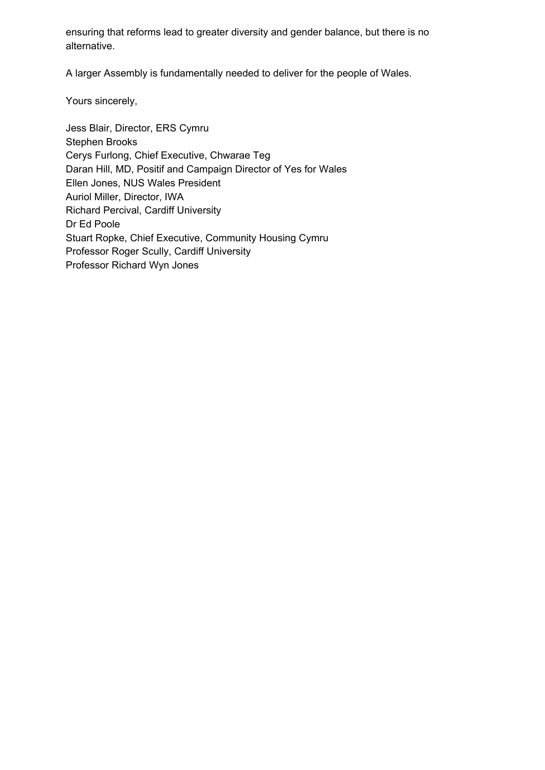ensuring that reforms lead to greater diversity and gender balance, but there is no alternative.

A larger Assembly is fundamentally needed to deliver for the people of Wales.

Yours sincerely,

Jess Blair, Director, ERS Cymru  
Stephen Brooks  
Cerys Furlong, Chief Executive, Chwarae Teg  
Daran Hill, MD, Positif and Campaign Director of Yes for Wales  
Ellen Jones, NUS Wales President  
Auriol Miller, Director, IWA  
Richard Percival, Cardiff University  
Dr Ed Poole  
Stuart Ropke, Chief Executive, Community Housing Cymru  
Professor Roger Scully, Cardiff University  
Professor Richard Wyn Jones